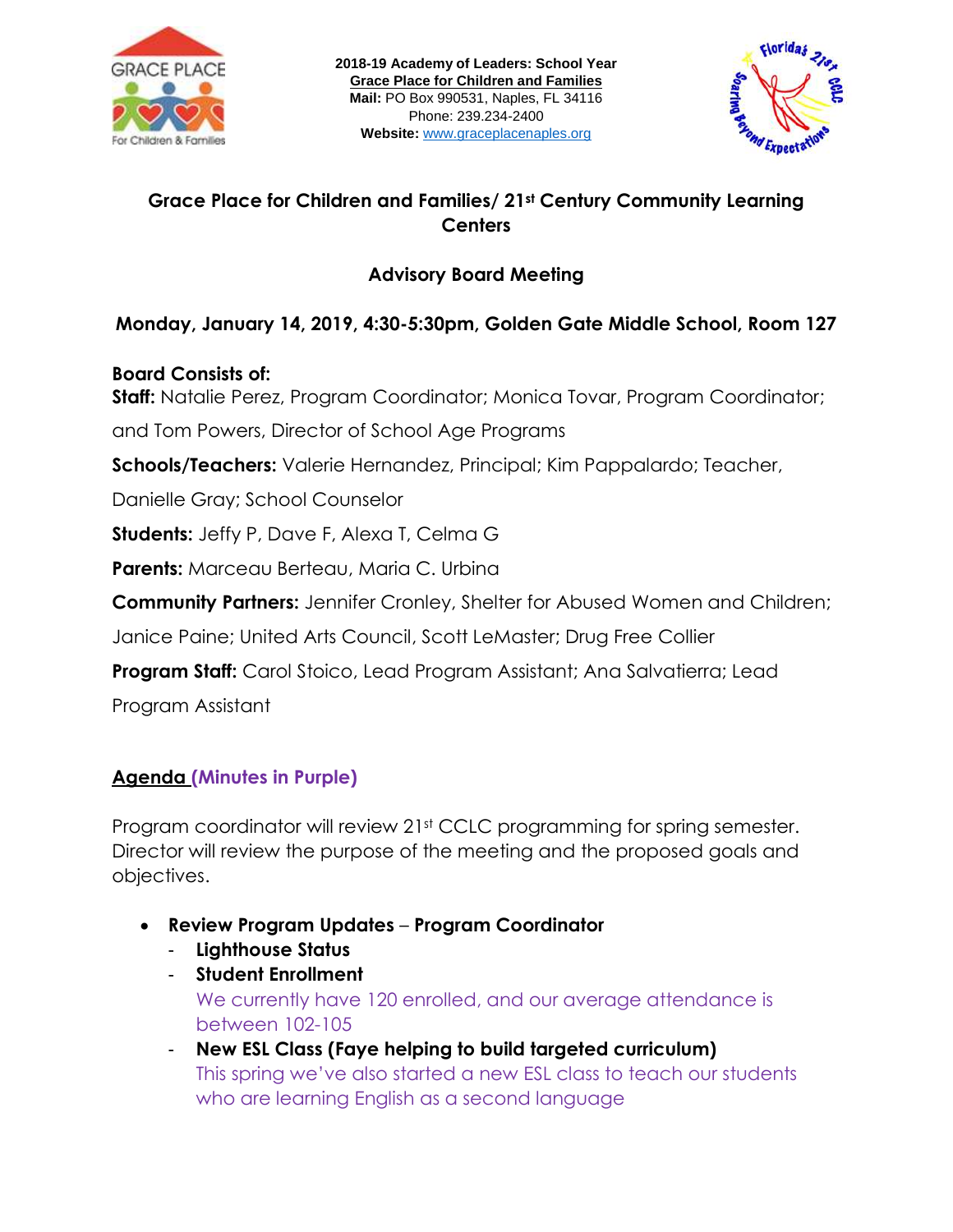2018-19 Academy of Leaders: School Year
Grace Place for Children and Families
**Mail:** PO Box 990531, Naples, FL 34116
Phone: 239.234-2400
**Website:** www.graceplacenaples.org

## Grace Place for Children and Families/ 21st Century Community Learning Centers

## Advisory Board Meeting

### Monday, January 14, 2019, 4:30-5:30pm, Golden Gate Middle School, Room 127

**Board Consists of:**

**Staff:** Natalie Perez, Program Coordinator; Monica Tovar, Program Coordinator; and Tom Powers, Director of School Age Programs

**Schools/Teachers:** Valerie Hernandez, Principal; Kim Pappalardo; Teacher, Danielle Gray; School Counselor

**Students:** Jeffy P, Dave F, Alexa T, Celma G

**Parents:** Marceau Berteau, Maria C. Urbina

**Community Partners:** Jennifer Cronley, Shelter for Abused Women and Children; Janice Paine; United Arts Council, Scott LeMaster; Drug Free Collier

**Program Staff:** Carol Stoico, Lead Program Assistant; Ana Salvatierra; Lead Program Assistant

**Agenda (Minutes in Purple)**

Program coordinator will review 21st CCLC programming for spring semester. Director will review the purpose of the meeting and the proposed goals and objectives.

- **Review Program Updates – Program Coordinator**
  - **Lighthouse Status**
  - **Student Enrollment**
    We currently have 120 enrolled, and our average attendance is between 102-105
  - **New ESL Class (Faye helping to build targeted curriculum)**
    This spring we've also started a new ESL class to teach our students who are learning English as a second language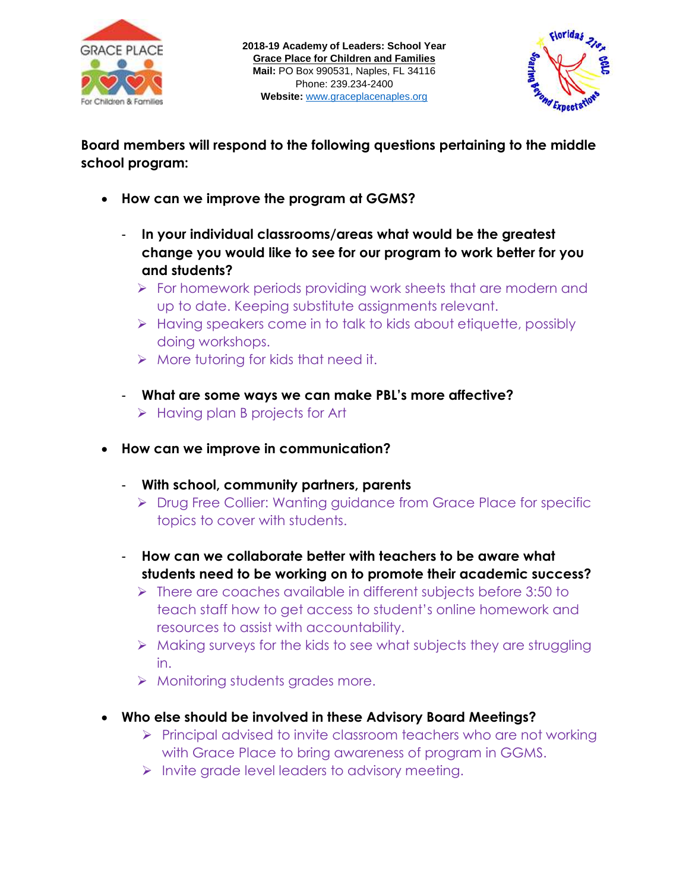2018-19 Academy of Leaders: School Year
Grace Place for Children and Families
**Mail:** PO Box 990531, Naples, FL 34116
Phone: 239.234-2400
**Website:** www.graceplacenaples.org

**Board members will respond to the following questions pertaining to the middle school program:**

- **How can we improve the program at GGMS?**
  - **In your individual classrooms/areas what would be the greatest change you would like to see for our program to work better for you and students?**
    - For homework periods providing work sheets that are modern and up to date. Keeping substitute assignments relevant.
    - Having speakers come in to talk to kids about etiquette, possibly doing workshops.
    - More tutoring for kids that need it.
  - **What are some ways we can make PBL's more affective?**
    - Having plan B projects for Art
- **How can we improve in communication?**
  - **With school, community partners, parents**
    - Drug Free Collier: Wanting guidance from Grace Place for specific topics to cover with students.
  - **How can we collaborate better with teachers to be aware what students need to be working on to promote their academic success?**
    - There are coaches available in different subjects before 3:50 to teach staff how to get access to student's online homework and resources to assist with accountability.
    - Making surveys for the kids to see what subjects they are struggling in.
    - Monitoring students grades more.
- **Who else should be involved in these Advisory Board Meetings?**
  - Principal advised to invite classroom teachers who are not working with Grace Place to bring awareness of program in GGMS.
  - Invite grade level leaders to advisory meeting.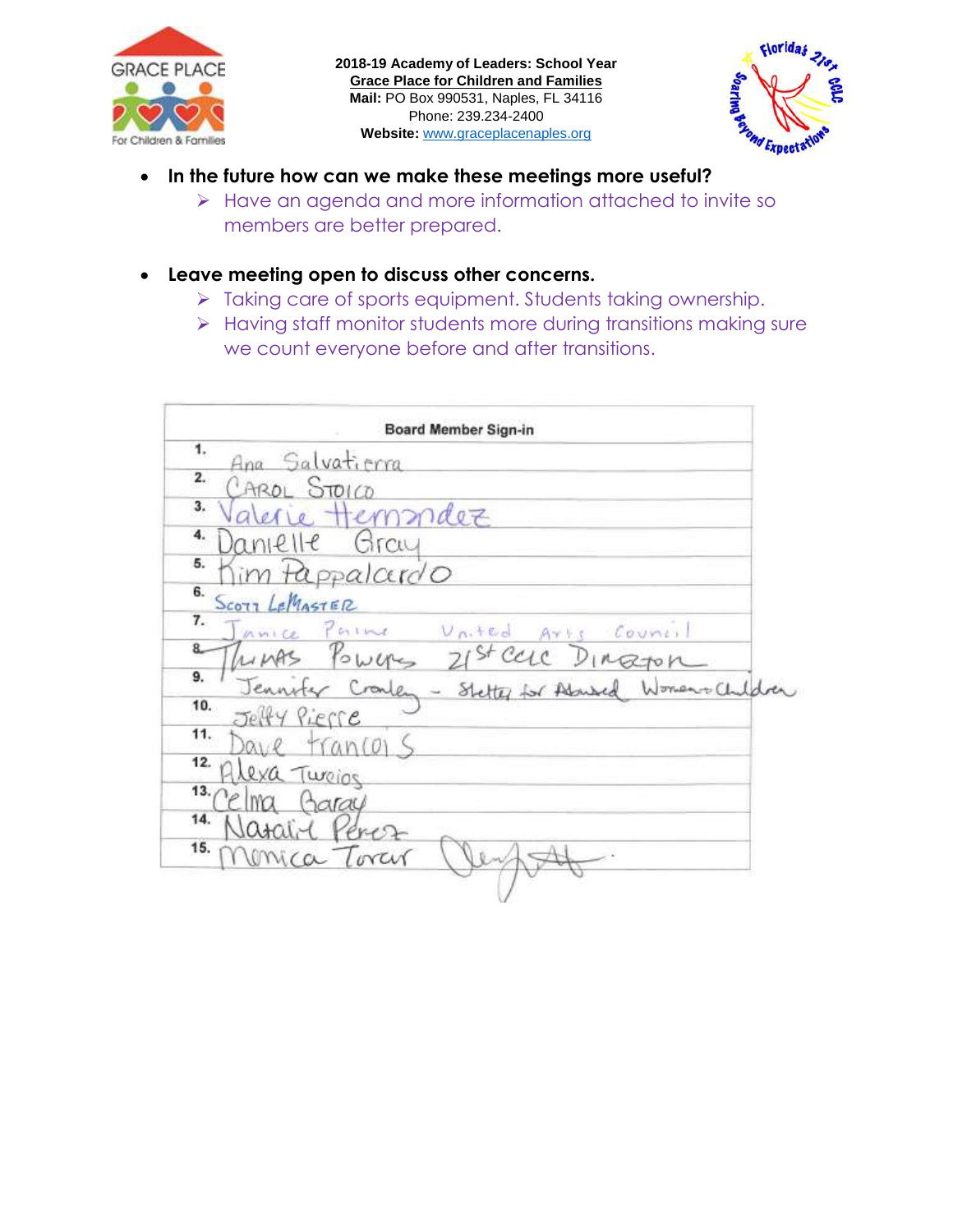**2018-19 Academy of Leaders: School Year**
**Grace Place for Children and Families**
**Mail:** PO Box 990531, Naples, FL 34116
Phone: 239.234-2400
**Website:** www.graceplacenaples.org

- **In the future how can we make these meetings more useful?**
  - Have an agenda and more information attached to invite so members are better prepared.

- **Leave meeting open to discuss other concerns.**
  - Taking care of sports equipment. Students taking ownership.
  - Having staff monitor students more during transitions making sure we count everyone before and after transitions.

| Board Member Sign-in |
|---|
| 1. Ana Salvatierra |
| 2. CAROL STOICO |
| 3. Valerie Hernandez |
| 4. Danielle Gray |
| 5. Kim Pappalardo |
| 6. SCOTT LeMASTER |
| 7. Janice Paine United Arts Council |
| 8. Thomas Powers 21st CCLC Director |
| 9. Jennifer Cranley - Shelter for Abused Women & Children |
| 10. Jeffy Pierre |
| 11. Dave Francois |
| 12. Alexa Tuveios |
| 13. Celma Garay |
| 14. Natalie Perez |
| 15. Monica Tovar |